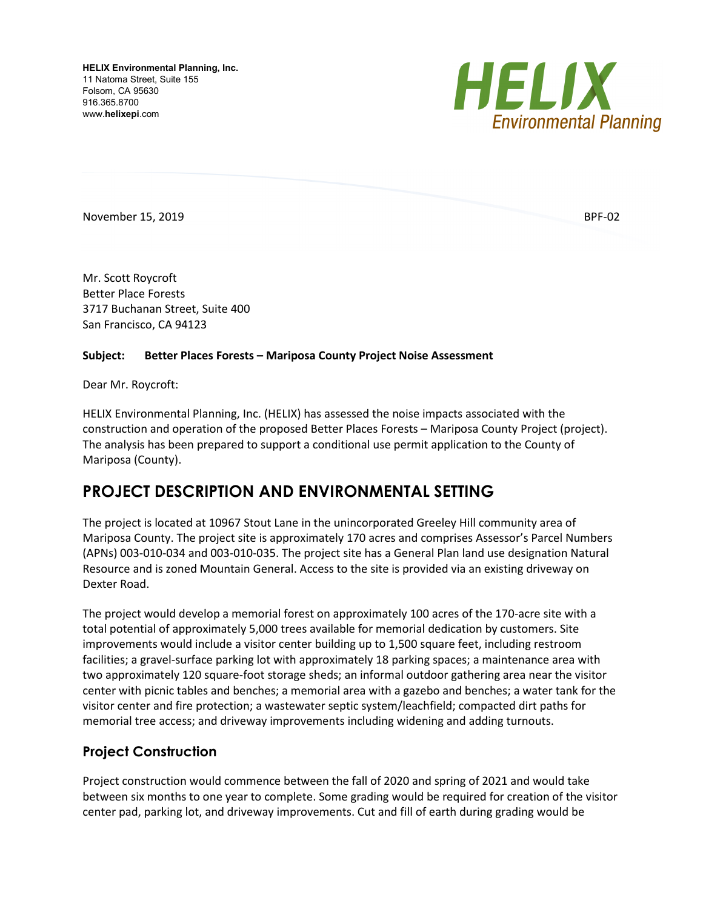**HELIX Environmental Planning, Inc.**
11 Natoma Street, Suite 155
Folsom, CA 95630
916.365.8700
www.**helixepi**.com

HELIX Environmental Planning

November 15, 2019

BPF-02

Mr. Scott Roycroft
Better Place Forests
3717 Buchanan Street, Suite 400
San Francisco, CA 94123

**Subject: Better Places Forests – Mariposa County Project Noise Assessment**

Dear Mr. Roycroft:

HELIX Environmental Planning, Inc. (HELIX) has assessed the noise impacts associated with the construction and operation of the proposed Better Places Forests – Mariposa County Project (project). The analysis has been prepared to support a conditional use permit application to the County of Mariposa (County).

# PROJECT DESCRIPTION AND ENVIRONMENTAL SETTING

The project is located at 10967 Stout Lane in the unincorporated Greeley Hill community area of Mariposa County. The project site is approximately 170 acres and comprises Assessor's Parcel Numbers (APNs) 003-010-034 and 003-010-035. The project site has a General Plan land use designation Natural Resource and is zoned Mountain General. Access to the site is provided via an existing driveway on Dexter Road.

The project would develop a memorial forest on approximately 100 acres of the 170-acre site with a total potential of approximately 5,000 trees available for memorial dedication by customers. Site improvements would include a visitor center building up to 1,500 square feet, including restroom facilities; a gravel-surface parking lot with approximately 18 parking spaces; a maintenance area with two approximately 120 square-foot storage sheds; an informal outdoor gathering area near the visitor center with picnic tables and benches; a memorial area with a gazebo and benches; a water tank for the visitor center and fire protection; a wastewater septic system/leachfield; compacted dirt paths for memorial tree access; and driveway improvements including widening and adding turnouts.

## Project Construction

Project construction would commence between the fall of 2020 and spring of 2021 and would take between six months to one year to complete. Some grading would be required for creation of the visitor center pad, parking lot, and driveway improvements. Cut and fill of earth during grading would be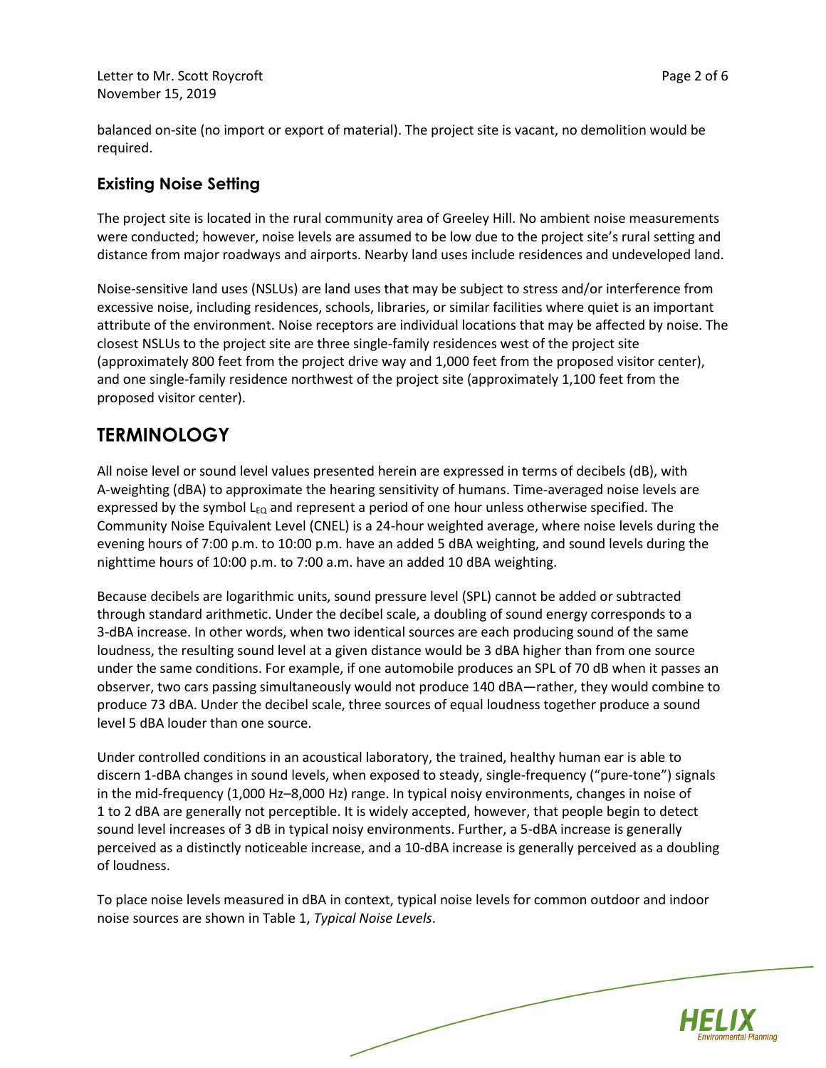balanced on-site (no import or export of material). The project site is vacant, no demolition would be required.

### Existing Noise Setting

The project site is located in the rural community area of Greeley Hill. No ambient noise measurements were conducted; however, noise levels are assumed to be low due to the project site's rural setting and distance from major roadways and airports. Nearby land uses include residences and undeveloped land.

Noise-sensitive land uses (NSLUs) are land uses that may be subject to stress and/or interference from excessive noise, including residences, schools, libraries, or similar facilities where quiet is an important attribute of the environment. Noise receptors are individual locations that may be affected by noise. The closest NSLUs to the project site are three single-family residences west of the project site (approximately 800 feet from the project drive way and 1,000 feet from the proposed visitor center), and one single-family residence northwest of the project site (approximately 1,100 feet from the proposed visitor center).

## TERMINOLOGY

All noise level or sound level values presented herein are expressed in terms of decibels (dB), with A-weighting (dBA) to approximate the hearing sensitivity of humans. Time-averaged noise levels are expressed by the symbol $L_{EQ}$ and represent a period of one hour unless otherwise specified. The Community Noise Equivalent Level (CNEL) is a 24-hour weighted average, where noise levels during the evening hours of 7:00 p.m. to 10:00 p.m. have an added 5 dBA weighting, and sound levels during the nighttime hours of 10:00 p.m. to 7:00 a.m. have an added 10 dBA weighting.

Because decibels are logarithmic units, sound pressure level (SPL) cannot be added or subtracted through standard arithmetic. Under the decibel scale, a doubling of sound energy corresponds to a 3-dBA increase. In other words, when two identical sources are each producing sound of the same loudness, the resulting sound level at a given distance would be 3 dBA higher than from one source under the same conditions. For example, if one automobile produces an SPL of 70 dB when it passes an observer, two cars passing simultaneously would not produce 140 dBA—rather, they would combine to produce 73 dBA. Under the decibel scale, three sources of equal loudness together produce a sound level 5 dBA louder than one source.

Under controlled conditions in an acoustical laboratory, the trained, healthy human ear is able to discern 1-dBA changes in sound levels, when exposed to steady, single-frequency ("pure-tone") signals in the mid-frequency (1,000 Hz–8,000 Hz) range. In typical noisy environments, changes in noise of 1 to 2 dBA are generally not perceptible. It is widely accepted, however, that people begin to detect sound level increases of 3 dB in typical noisy environments. Further, a 5-dBA increase is generally perceived as a distinctly noticeable increase, and a 10-dBA increase is generally perceived as a doubling of loudness.

To place noise levels measured in dBA in context, typical noise levels for common outdoor and indoor noise sources are shown in Table 1, *Typical Noise Levels*.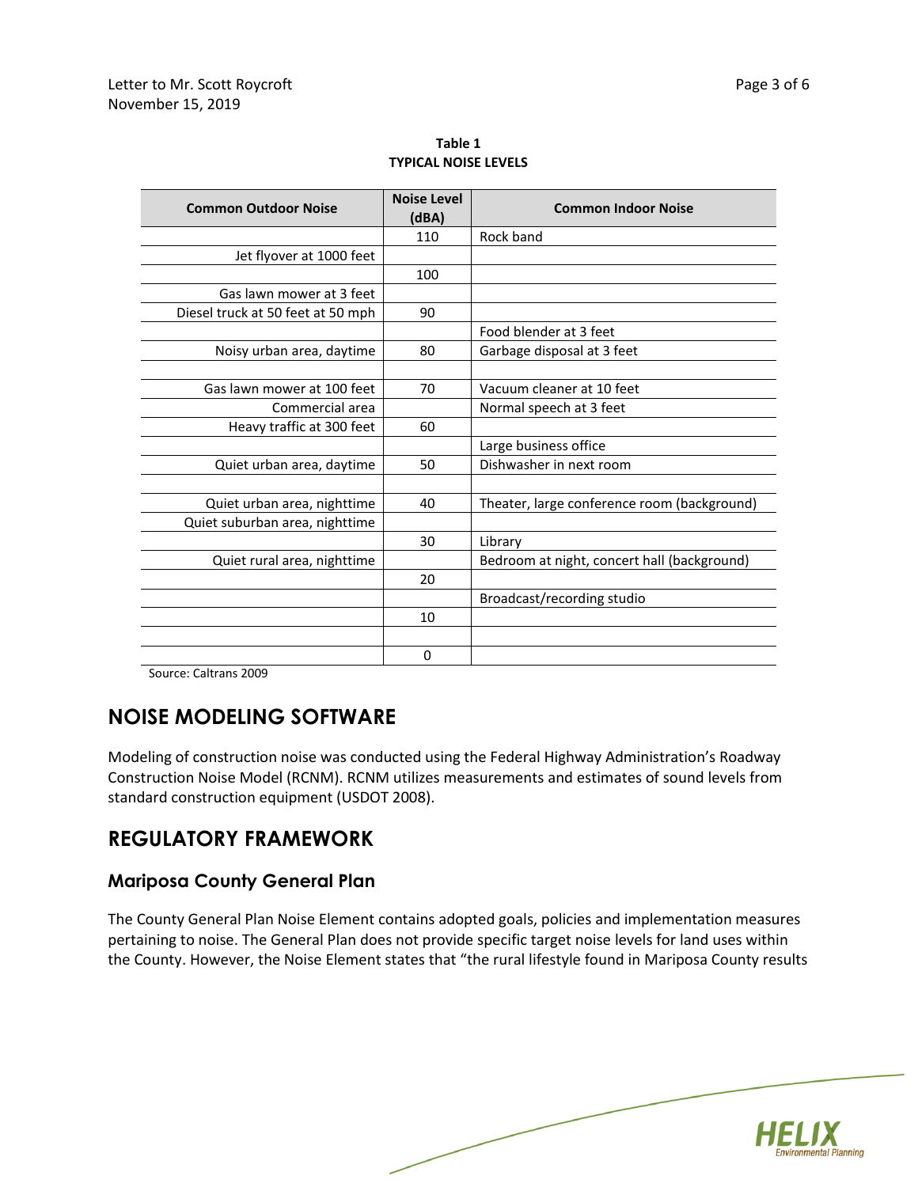**Table 1**
**TYPICAL NOISE LEVELS**

| Common Outdoor Noise | Noise Level (dBA) | Common Indoor Noise |
|---|---|---|
| | 110 | Rock band |
| Jet flyover at 1000 feet | | |
| | 100 | |
| Gas lawn mower at 3 feet | | |
| Diesel truck at 50 feet at 50 mph | 90 | |
| | | Food blender at 3 feet |
| Noisy urban area, daytime | 80 | Garbage disposal at 3 feet |
| | | |
| Gas lawn mower at 100 feet | 70 | Vacuum cleaner at 10 feet |
| Commercial area | | Normal speech at 3 feet |
| Heavy traffic at 300 feet | 60 | |
| | | Large business office |
| Quiet urban area, daytime | 50 | Dishwasher in next room |
| | | |
| Quiet urban area, nighttime | 40 | Theater, large conference room (background) |
| Quiet suburban area, nighttime | | |
| | 30 | Library |
| Quiet rural area, nighttime | | Bedroom at night, concert hall (background) |
| | 20 | |
| | | Broadcast/recording studio |
| | 10 | |
| | | |
| | 0 | |

Source: Caltrans 2009

## NOISE MODELING SOFTWARE

Modeling of construction noise was conducted using the Federal Highway Administration's Roadway Construction Noise Model (RCNM). RCNM utilizes measurements and estimates of sound levels from standard construction equipment (USDOT 2008).

## REGULATORY FRAMEWORK

### Mariposa County General Plan

The County General Plan Noise Element contains adopted goals, policies and implementation measures pertaining to noise. The General Plan does not provide specific target noise levels for land uses within the County. However, the Noise Element states that "the rural lifestyle found in Mariposa County results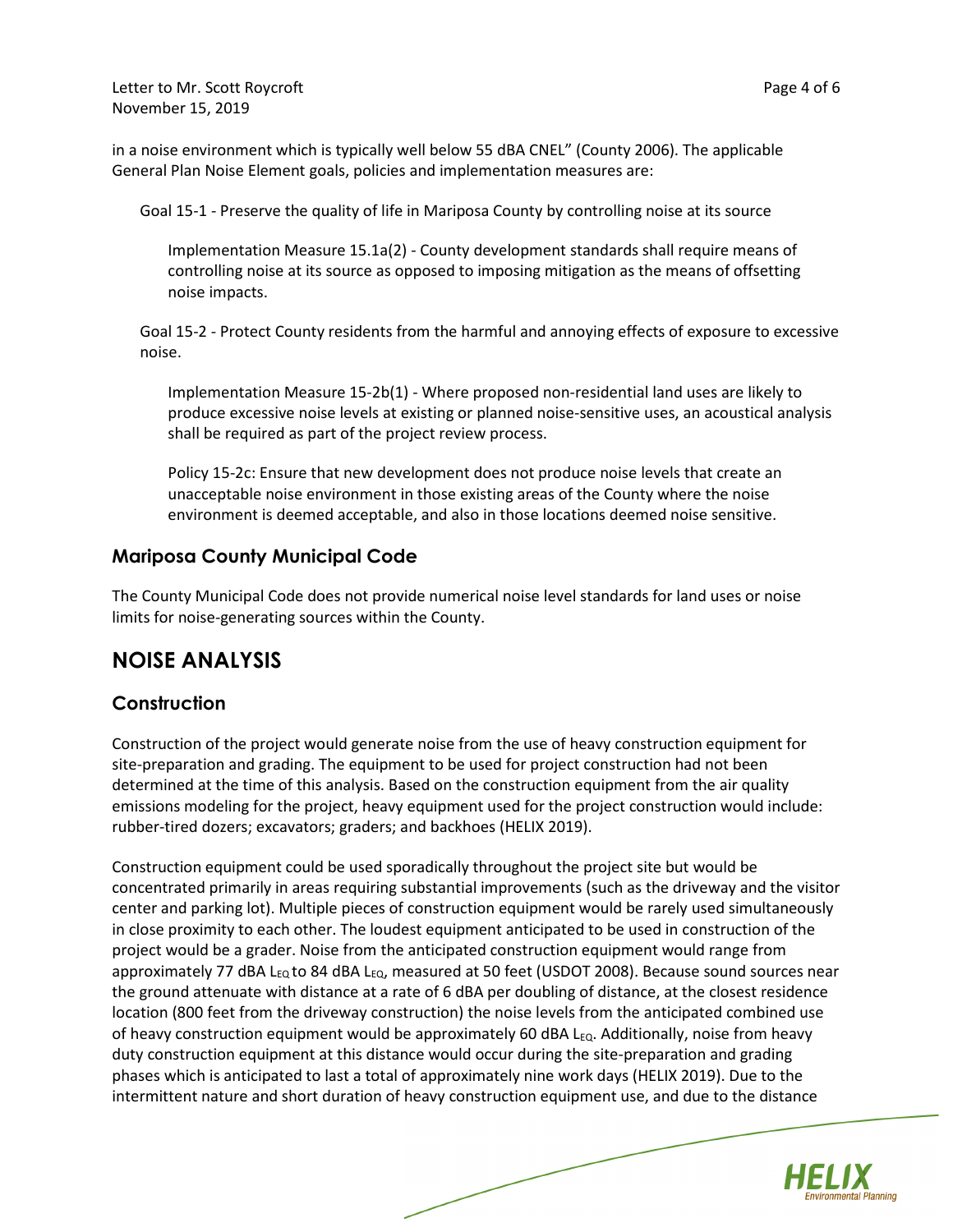in a noise environment which is typically well below 55 dBA CNEL" (County 2006). The applicable General Plan Noise Element goals, policies and implementation measures are:

> Goal 15-1 - Preserve the quality of life in Mariposa County by controlling noise at its source
>
> > Implementation Measure 15.1a(2) - County development standards shall require means of controlling noise at its source as opposed to imposing mitigation as the means of offsetting noise impacts.
>
> Goal 15-2 - Protect County residents from the harmful and annoying effects of exposure to excessive noise.
>
> > Implementation Measure 15-2b(1) - Where proposed non-residential land uses are likely to produce excessive noise levels at existing or planned noise-sensitive uses, an acoustical analysis shall be required as part of the project review process.
> >
> > Policy 15-2c: Ensure that new development does not produce noise levels that create an unacceptable noise environment in those existing areas of the County where the noise environment is deemed acceptable, and also in those locations deemed noise sensitive.

### Mariposa County Municipal Code

The County Municipal Code does not provide numerical noise level standards for land uses or noise limits for noise-generating sources within the County.

## NOISE ANALYSIS

### Construction

Construction of the project would generate noise from the use of heavy construction equipment for site-preparation and grading. The equipment to be used for project construction had not been determined at the time of this analysis. Based on the construction equipment from the air quality emissions modeling for the project, heavy equipment used for the project construction would include: rubber-tired dozers; excavators; graders; and backhoes (HELIX 2019).

Construction equipment could be used sporadically throughout the project site but would be concentrated primarily in areas requiring substantial improvements (such as the driveway and the visitor center and parking lot). Multiple pieces of construction equipment would be rarely used simultaneously in close proximity to each other. The loudest equipment anticipated to be used in construction of the project would be a grader. Noise from the anticipated construction equipment would range from approximately 77 dBA $L_{EQ}$ to 84 dBA $L_{EQ}$, measured at 50 feet (USDOT 2008). Because sound sources near the ground attenuate with distance at a rate of 6 dBA per doubling of distance, at the closest residence location (800 feet from the driveway construction) the noise levels from the anticipated combined use of heavy construction equipment would be approximately 60 dBA $L_{EQ}$. Additionally, noise from heavy duty construction equipment at this distance would occur during the site-preparation and grading phases which is anticipated to last a total of approximately nine work days (HELIX 2019). Due to the intermittent nature and short duration of heavy construction equipment use, and due to the distance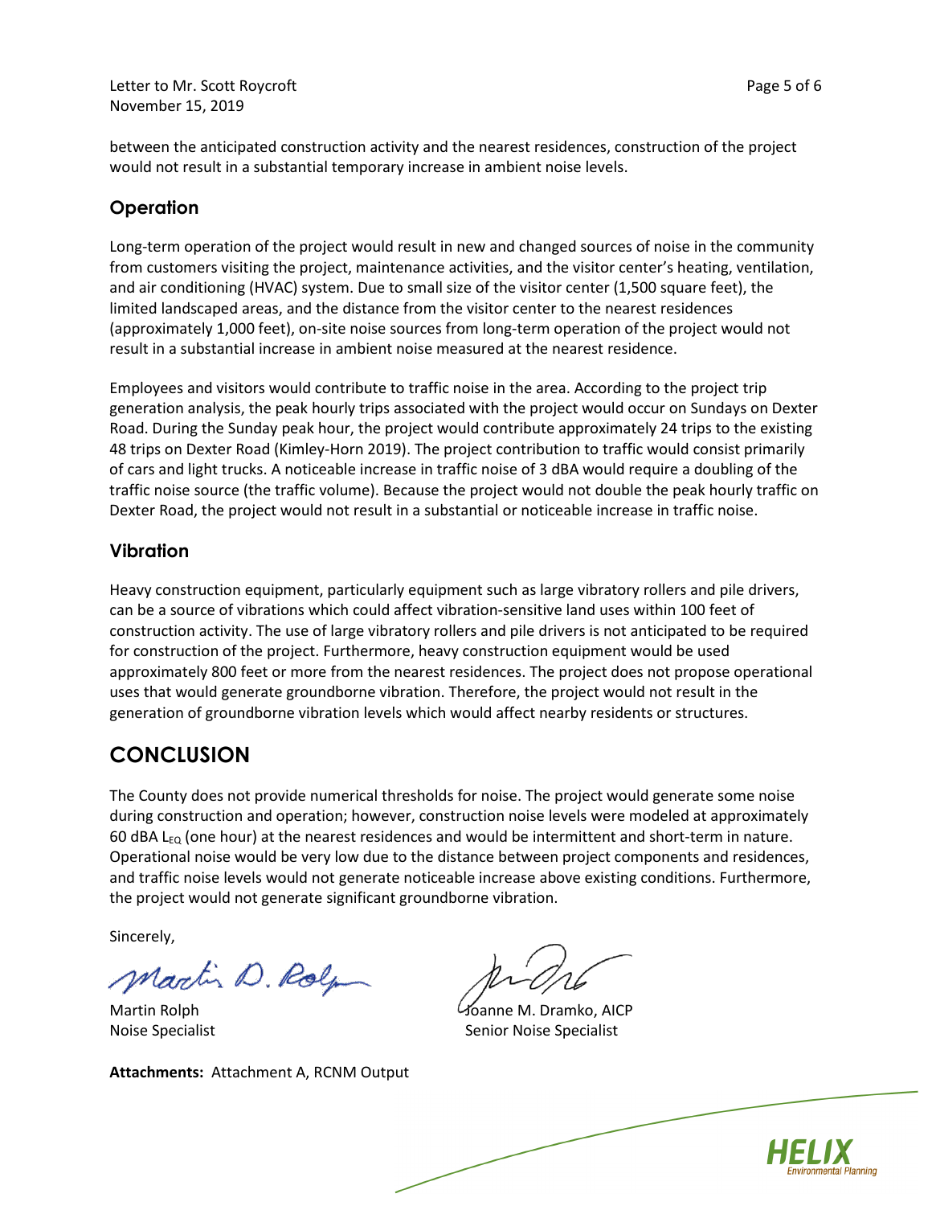between the anticipated construction activity and the nearest residences, construction of the project would not result in a substantial temporary increase in ambient noise levels.

### Operation

Long-term operation of the project would result in new and changed sources of noise in the community from customers visiting the project, maintenance activities, and the visitor center's heating, ventilation, and air conditioning (HVAC) system. Due to small size of the visitor center (1,500 square feet), the limited landscaped areas, and the distance from the visitor center to the nearest residences (approximately 1,000 feet), on-site noise sources from long-term operation of the project would not result in a substantial increase in ambient noise measured at the nearest residence.

Employees and visitors would contribute to traffic noise in the area. According to the project trip generation analysis, the peak hourly trips associated with the project would occur on Sundays on Dexter Road. During the Sunday peak hour, the project would contribute approximately 24 trips to the existing 48 trips on Dexter Road (Kimley-Horn 2019). The project contribution to traffic would consist primarily of cars and light trucks. A noticeable increase in traffic noise of 3 dBA would require a doubling of the traffic noise source (the traffic volume). Because the project would not double the peak hourly traffic on Dexter Road, the project would not result in a substantial or noticeable increase in traffic noise.

### Vibration

Heavy construction equipment, particularly equipment such as large vibratory rollers and pile drivers, can be a source of vibrations which could affect vibration-sensitive land uses within 100 feet of construction activity. The use of large vibratory rollers and pile drivers is not anticipated to be required for construction of the project. Furthermore, heavy construction equipment would be used approximately 800 feet or more from the nearest residences. The project does not propose operational uses that would generate groundborne vibration. Therefore, the project would not result in the generation of groundborne vibration levels which would affect nearby residents or structures.

## CONCLUSION

The County does not provide numerical thresholds for noise. The project would generate some noise during construction and operation; however, construction noise levels were modeled at approximately 60 dBA $L_{EQ}$ (one hour) at the nearest residences and would be intermittent and short-term in nature. Operational noise would be very low due to the distance between project components and residences, and traffic noise levels would not generate noticeable increase above existing conditions. Furthermore, the project would not generate significant groundborne vibration.

Sincerely,

Martin Rolph
Noise Specialist

Joanne M. Dramko, AICP
Senior Noise Specialist

**Attachments:** Attachment A, RCNM Output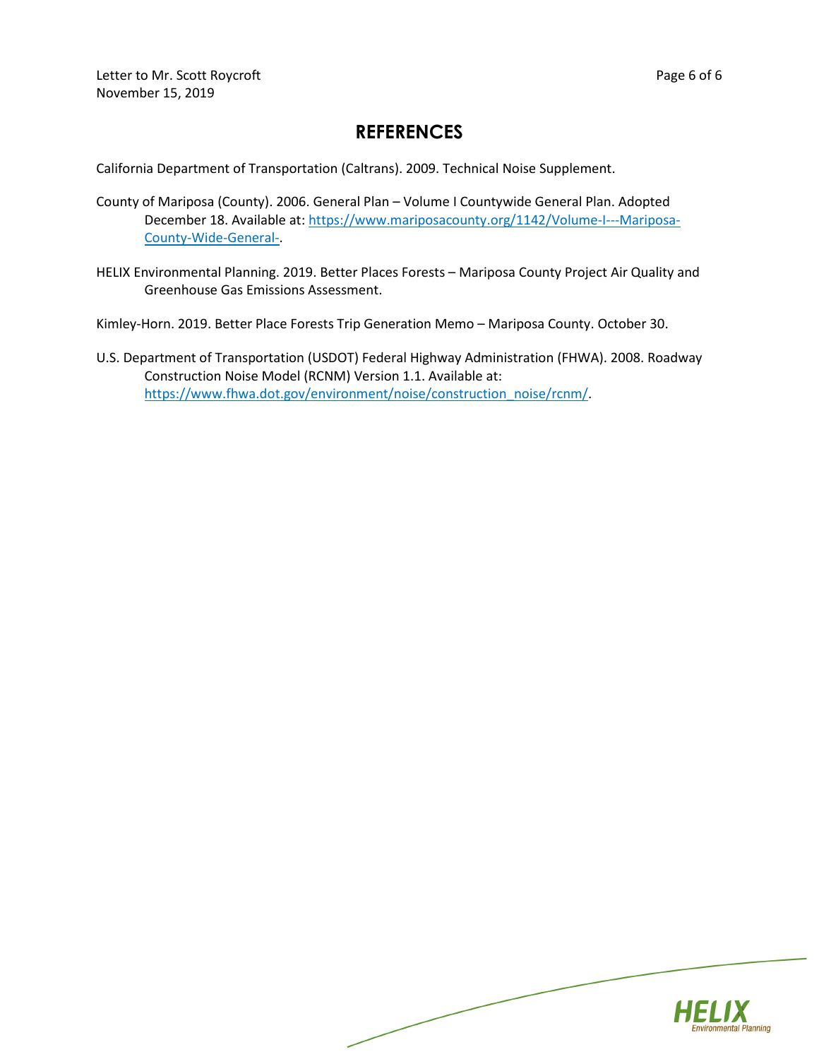# REFERENCES

California Department of Transportation (Caltrans). 2009. Technical Noise Supplement.

County of Mariposa (County). 2006. General Plan – Volume I Countywide General Plan. Adopted December 18. Available at: https://www.mariposacounty.org/1142/Volume-I---Mariposa-County-Wide-General-.

HELIX Environmental Planning. 2019. Better Places Forests – Mariposa County Project Air Quality and Greenhouse Gas Emissions Assessment.

Kimley-Horn. 2019. Better Place Forests Trip Generation Memo – Mariposa County. October 30.

U.S. Department of Transportation (USDOT) Federal Highway Administration (FHWA). 2008. Roadway Construction Noise Model (RCNM) Version 1.1. Available at: https://www.fhwa.dot.gov/environment/noise/construction_noise/rcnm/.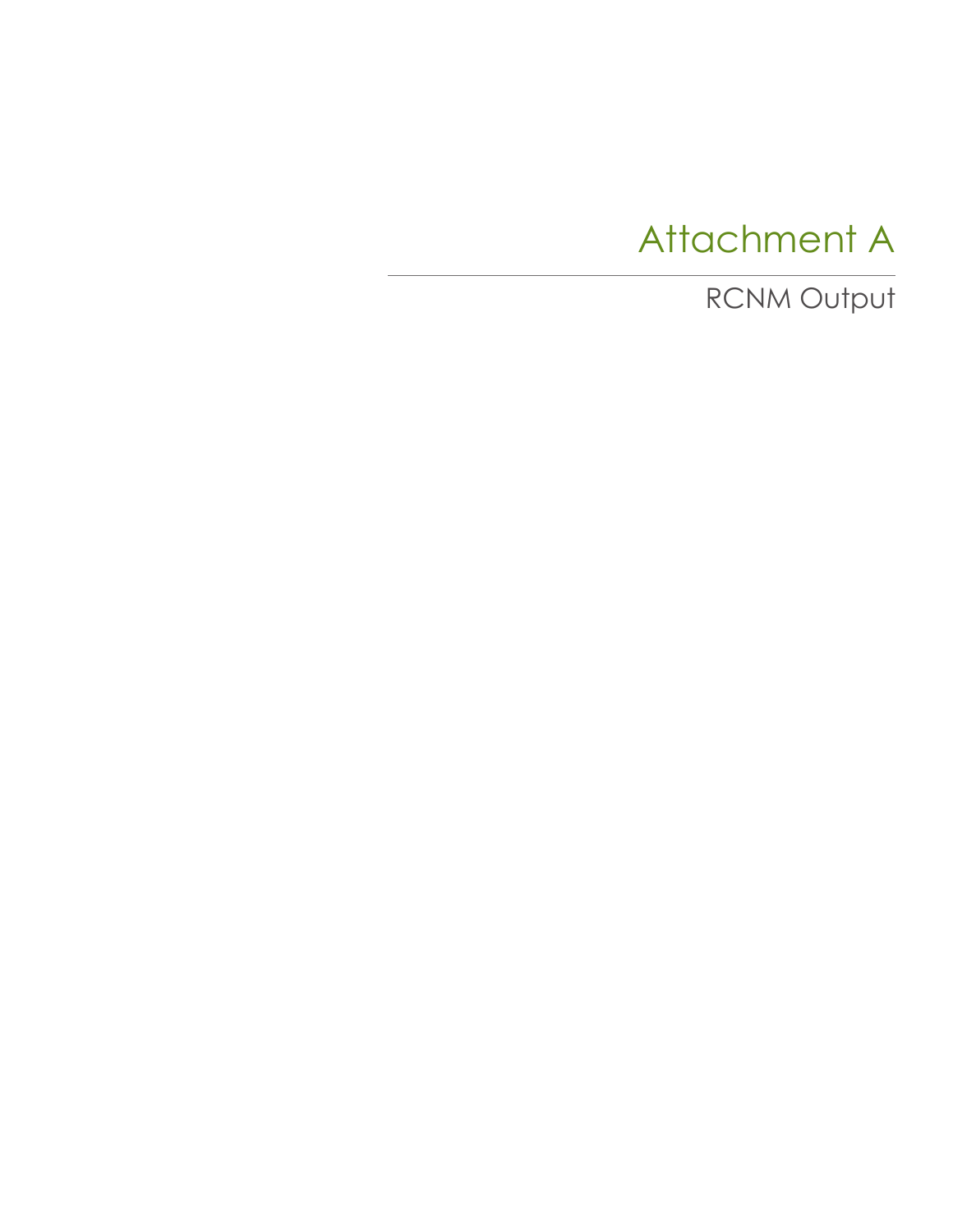# Attachment A

RCNM Output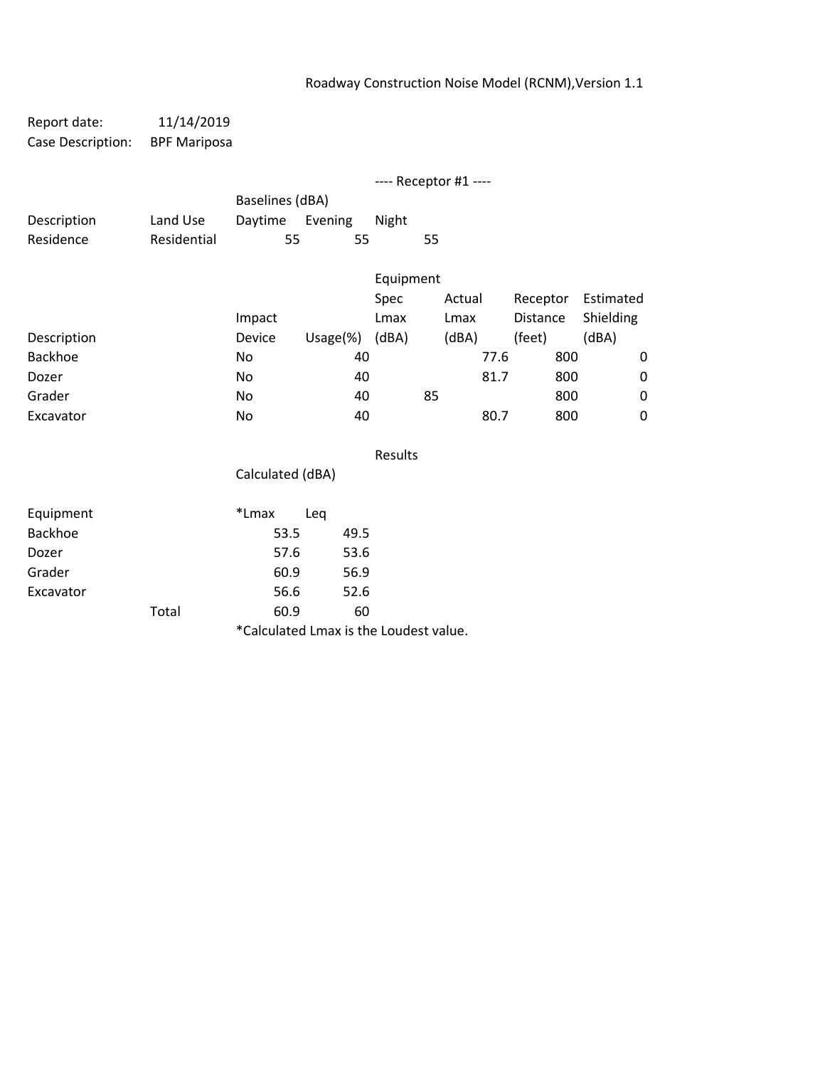Roadway Construction Noise Model (RCNM),Version 1.1

Report date: 11/14/2019
Case Description: BPF Mariposa

---- Receptor #1 ----

| Description | Land Use | Baselines (dBA) Daytime | Evening | Night |
|---|---|---|---|---|
| Residence | Residential | 55 | 55 | 55 |

Equipment

| Description | Impact Device | Usage(%) | Spec Lmax (dBA) | Actual Lmax (dBA) | Receptor Distance (feet) | Estimated Shielding (dBA) |
|---|---|---|---|---|---|---|
| Backhoe | No | 40 | | 77.6 | 800 | 0 |
| Dozer | No | 40 | | 81.7 | 800 | 0 |
| Grader | No | 40 | 85 | | 800 | 0 |
| Excavator | No | 40 | | 80.7 | 800 | 0 |

Results

| Equipment | | Calculated (dBA) *Lmax | Leq |
|---|---|---|---|
| Backhoe | | 53.5 | 49.5 |
| Dozer | | 57.6 | 53.6 |
| Grader | | 60.9 | 56.9 |
| Excavator | | 56.6 | 52.6 |
| | Total | 60.9 | 60 |

*Calculated Lmax is the Loudest value.